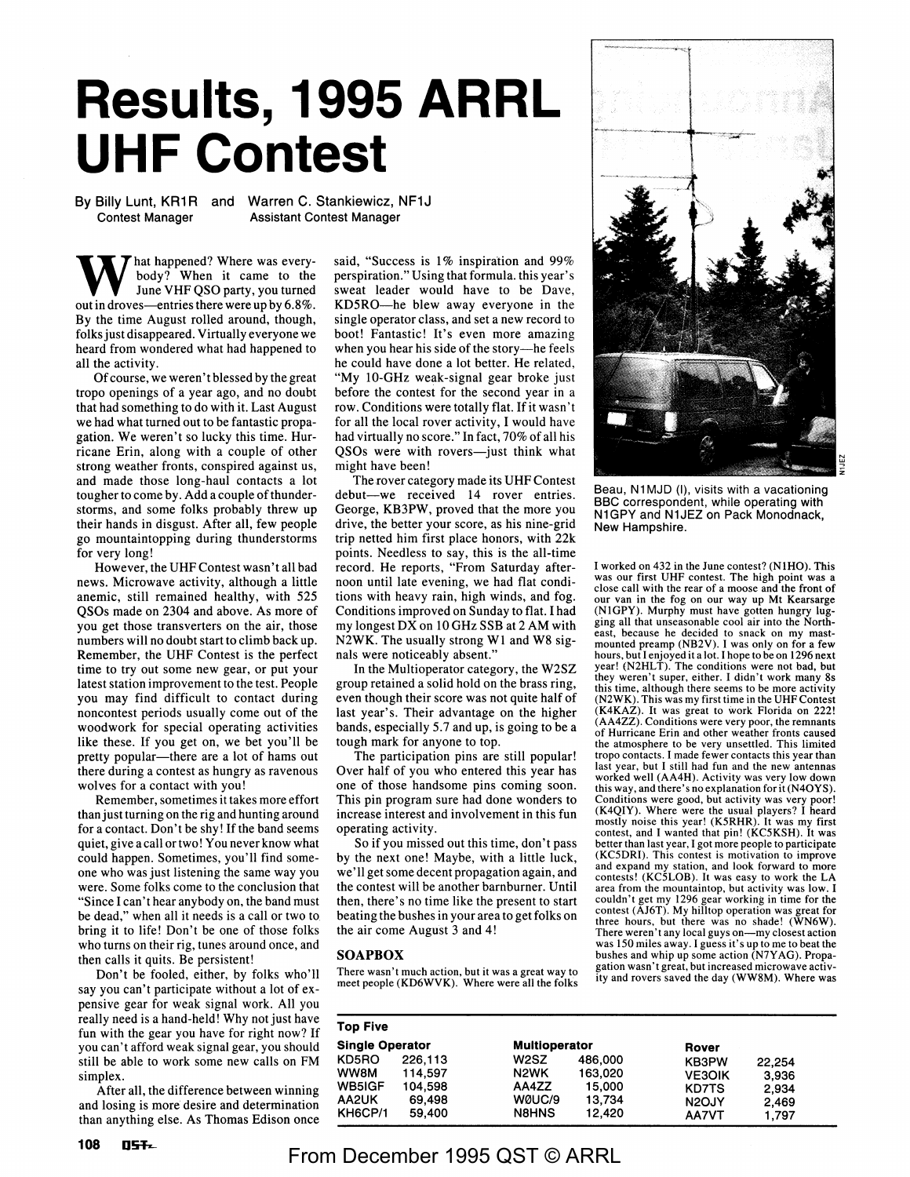# Results, 1995 ARRL UHF Contest

By Billy Lunt, KR1R, Contest Manager and Warren C. Stankiewicz, NF1J, Assistant Contest Manager

What happened? Where was everybody? When it came to the June VHF QSO party, you turned out in droves—entries there were up by 6.8%. By the time August rolled around, though, folks just disappeared. Virtually everyone we heard from wondered what had happened to all the activity.

Of course, we weren't blessed by the great tropo openings of a year ago, and no doubt that had something to do with it. Last August we had what turned out to be fantastic propagation. We weren't so lucky this time. Hurricane Erin, along with a couple of other strong weather fronts, conspired against us, and made those long-haul contacts a lot tougher to come by. Add a couple of thunderstorms, and some folks probably threw up their hands in disgust. After all, few people go mountaintopping during thunderstorms for very long!

However, the UHF Contest wasn't all bad news. Microwave activity, although a little anemic, still remained healthy, with 525 QSOs made on 2304 and above. As more of you get those transverters on the air, those numbers will no doubt start to climb back up. Remember, the UHF Contest is the perfect time to try out some new gear, or put your latest station improvement to the test. People you may find difficult to contact during noncontest periods usually come out of the woodwork for special operating activities like these. If you get on, we bet you'll be pretty popular—there are a lot of hams out there during a contest as hungry as ravenous wolves for a contact with you!

Remember, sometimes it takes more effort than just turning on the rig and hunting around for a contact. Don't be shy! If the band seems quiet, give a call or two! You never know what could happen. Sometimes, you'll find someone who was just listening the same way you were. Some folks come to the conclusion that "Since I can't hear anybody on, the band must be dead," when all it needs is a call or two to bring it to life! Don't be one of those folks who turns on their rig, tunes around once, and then calls it quits. Be persistent!

Don't be fooled, either, by folks who'll say you can't participate without a lot of expensive gear for weak signal work. All you really need is a hand-held! Why not just have fun with the gear you have for right now? If you can't afford weak signal gear, you should still be able to work some new calls on FM simplex.

After all, the difference between winning and losing is more desire and determination than anything else. As Thomas Edison once said, "Success is 1% inspiration and 99% perspiration." Using that formula, this year's sweat leader would have to be Dave, KD5RO—he blew away everyone in the single operator class, and set a new record to boot! Fantastic! It's even more amazing when you hear his side of the story—he feels he could have done a lot better. He related, "My 10-GHz weak-signal gear broke just before the contest for the second year in a row. Conditions were totally flat. If it wasn't for all the local rover activity, I would have had virtually no score." In fact, 70% of all his QSOs were with rovers—just think what might have been!

The rover category made its UHF Contest debut—we received 14 rover entries. George, KB3PW, proved that the more you drive, the better your score, as his nine-grid trip netted him first place honors, with 22k points. Needless to say, this is the all-time record. He reports, "From Saturday afternoon until late evening, we had flat conditions with heavy rain, high winds, and fog. Conditions improved on Sunday to flat. I had my longest DX on 10 GHz SSB at 2 AM with N2WK. The usually strong W1 and W8 signals were noticeably absent."

In the Multioperator category, the W2SZ group retained a solid hold on the brass ring, even though their score was not quite half of last year's. Their advantage on the higher bands, especially 5.7 and up, is going to be a tough mark for anyone to top.

The participation pins are still popular! Over half of you who entered this year has one of those handsome pins coming soon. This pin program sure had done wonders to increase interest and involvement in this fun operating activity.

So if you missed out this time, don't pass by the next one! Maybe, with a little luck, we'll get some decent propagation again, and the contest will be another barnburner. Until then, there's no time like the present to start beating the bushes in your area to get folks on the air come August 3 and 4!

## SOAPBOX

There wasn't much action, but it was a great way to meet people (KD6WVK). Where were all the folks I worked on 432 in the June contest? (N1HO). This was our first UHF contest. The high point was a close call with the rear of a moose and the front of our van in the fog on our way up Mt Kearsarge (N1GPY). Murphy must have gotten hungry lugging all that unseasonable cool air into the Northeast, because he decided to snack on my mast-mounted preamp (NB2V). I was only on for a few hours, but I enjoyed it a lot. I hope to be on 1296 next year! (N2HLT). The conditions were not bad, but they weren't super, either. I didn't work many 8s this time, although there seems to be more activity (N2WK). This was my first time in the UHF Contest (K4KAZ). It was great to work Florida on 222! (AA4ZZ). Conditions were very poor, the remnants of Hurricane Erin and other weather fronts caused the atmosphere to be very unsettled. This limited tropo contacts. I made fewer contacts this year than last year, but I still had fun and the new antennas worked well (AA4H). Activity was very low down this way, and there's no explanation for it (N4OYS). Conditions were good, but activity was very poor! (K4QIY). Where were the usual players? I heard mostly noise this year! (K5RHR). It was my first contest, and I wanted that pin! (KC5KSH). It was better than last year, I got more people to participate (KC5DRI). This contest is motivation to improve and expand my station, and look forward to more contests! (KC5LOB). It was easy to work the LA area from the mountaintop, but activity was low. I couldn't get my 1296 gear working in time for the contest (AJ6T). My hilltop operation was great for three hours, but there was no shade! (WN6W). There weren't any local guys on—my closest action was 150 miles away. I guess it's up to me to beat the bushes and whip up some action (N7YAG). Propagation wasn't great, but increased microwave activity and rovers saved the day (WW8M). Where was

Beau, N1MJD (l), visits with a vacationing BBC correspondent, while operating with N1GPY and N1JEZ on Pack Monodnack, New Hampshire.

**Top Five**

| Single Operator | | Multioperator | | Rover | |
|---|---|---|---|---|---|
| KD5RO | 226,113 | W2SZ | 486,000 | KB3PW | 22,254 |
| WW8M | 114,597 | N2WK | 163,020 | VE3OIK | 3,936 |
| WB5IGF | 104,598 | AA4ZZ | 15,000 | KD7TS | 2,934 |
| AA2UK | 69,498 | WØUC/9 | 13,734 | N2OJY | 2,469 |
| KH6CP/1 | 59,400 | N8HNS | 12,420 | AA7VT | 1,797 |

From December 1995 QST © ARRL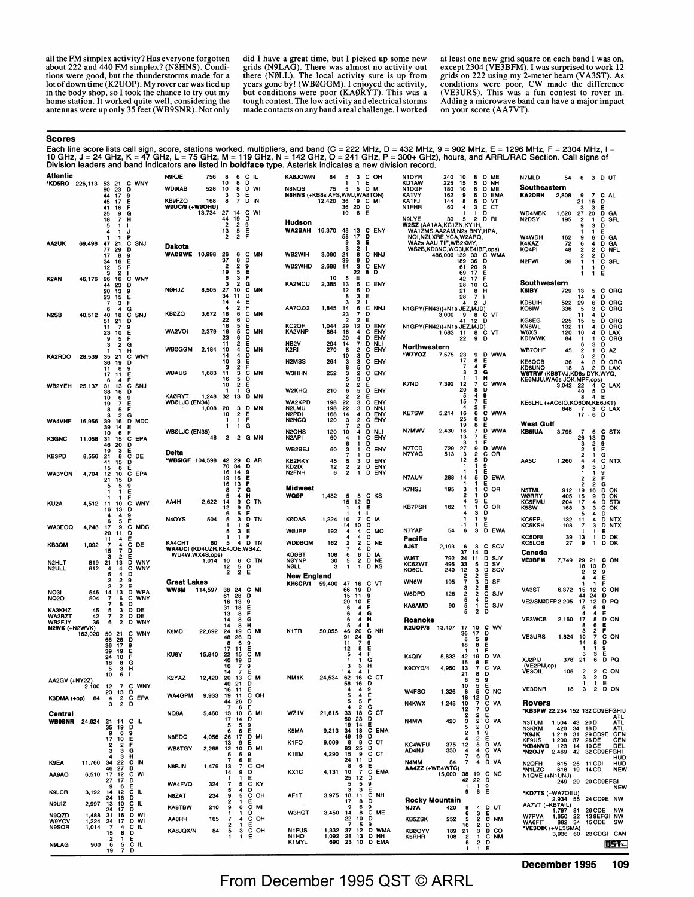all the FM simplex activity? Has everyone forgotten about 222 and 440 FM simplex? (N8HNS). Conditions were good, but the thunderstorms made for a lot of down time (K2UOP). My rover car was tied up in the body shop, so I took the chance to try out my home station. It worked quite well, considering the antennas were up only 35 feet (WB9SNR). Not only did I have a great time, but I picked up some new grids (N9LAG). There was almost no activity out there (NØLL). The local activity sure is up from years gone by! (WBØGGM). I enjoyed the activity, but conditions were poor (KAØRYT). This was a tough contest. The low activity and electrical storms made contacts on any band a real challenge. I worked at least one new grid square on each band I was on, except 2304 (VE3BFM). I was surprised to work 12 grids on 222 using my 2-meter beam (VA3ST). As conditions were poor, CW made the difference (VE3URS). This was a fun contest to rover in. Adding a microwave band can have a major impact on your score (AA7VT).

## Scores

Each line score lists call sign, score, stations worked, multipliers, and band (C = 222 MHz, D = 432 MHz, 9 = 902 MHz, E = 1296 MHz, F = 2304 MHz, I = 10 GHz, J = 24 GHz, K = 47 GHz, L = 75 GHz, M = 119 GHz, N = 142 GHz, O = 241 GHz, P = 300+ GHz), hours, and ARRL/RAC Section. Call signs of Division leaders and band indicators are listed in **boldface** type. Asterisk indicates a new division record.

### Atlantic

| | | | | | |
|---|---|---|---|---|---|
| **\*KD5RO** | 226,113 | 53 | 21 | **C** | WNY |
| | | 60 | 23 | **D** | |
| | | 44 | 17 | **9** | |
| | | 45 | 17 | **E** | |
| | | 41 | 16 | **F** | |
| | | 25 | 9 | **G** | |
| | | 18 | 7 | **H** | |
| | | 5 | 1 | **I** | |
| | | 4 | 1 | **J** | |
| | | 1 | 1 | **P** | |
| AA2UK | 69,498 | 47 | 21 | C | SNJ |
| | | 77 | 29 | D | |
| | | 17 | 8 | 9 | |
| | | 34 | 16 | E | |
| | | 12 | 5 | F | |
| | | 3 | 2 | I | |
| K2AN | 46,176 | 26 | 16 | C | WNY |
| | | 44 | 23 | D | |
| | | 20 | 13 | 9 | |
| | | 23 | 15 | E | |
| | | 7 | 3 | F | |
| | | 6 | 4 | G | |
| N2SB | 40,512 | 40 | 18 | C | SNJ |
| | | 51 | 21 | D | |
| | | 11 | 7 | 9 | |
| | | 23 | 10 | E | |
| | | 9 | 5 | F | |
| | | 3 | 2 | G | |
| | | 1 | 1 | H | |
| KA2RDO | 28,539 | 35 | 21 | C | WNY |
| | | 36 | 19 | D | |
| | | 11 | 8 | 9 | |
| | | 17 | 11 | E | |
| | | 6 | 4 | F | |
| WB2YEH | 25,137 | 31 | 13 | C | SNJ |
| | | 38 | 16 | D | |
| | | 10 | 6 | 9 | |
| | | 19 | 7 | E | |
| | | 8 | 5 | F | |
| | | 3 | 2 | G | |
| WA4VHF | 16,956 | 39 | 16 | D | MDC |
| | | 39 | 14 | E | |
| | | 10 | 6 | F | |
| K3GNC | 11,058 | 31 | 15 | C | EPA |
| | | 46 | 20 | D | |
| | | 10 | 3 | E | |
| KB3PD | 8,556 | 21 | 8 | C | DE |
| | | 41 | 15 | D | |
| | | 15 | 8 | E | |
| WA3YON | 4,704 | 12 | 10 | C | EPA |
| | | 21 | 15 | D | |
| | | 5 | 5 | 9 | |
| | | 1 | 1 | E | |
| | | 1 | 1 | F | |
| KU2A | 4,512 | 11 | 10 | C | WNY |
| | | 16 | 13 | D | |
| | | 4 | 4 | 9 | |
| | | 6 | 5 | E | |
| WA3EOQ | 4,248 | 17 | 9 | C | MDC |
| | | 20 | 11 | D | |
| | | 11 | 4 | E | |
| KB3QM | 1,092 | 7 | 4 | C | DE |
| | | 15 | 7 | D | |
| | | 3 | 2 | E | |
| N2HLT | 819 | 21 | 13 | D | WNY |
| N2ULL | 612 | 4 | 4 | C | WNY |
| | | 5 | 4 | D | |
| | | 2 | 2 | 9 | |
| | | 2 | 2 | E | |
| NO3I | 546 | 14 | 13 | D | WPA |
| NQ2O | 504 | 7 | 6 | C | WNY |
| | | 7 | 6 | D | |
| KA3KHZ | 45 | 5 | 3 | D | DE |
| WA3BZT | 42 | 7 | 2 | D | DE |
| WB2FJY | 36 | 6 | 2 | D | WNY |
| **N2WK** (+N2WVK) | 163,020 | 50 | 21 | C | WNY |
| | | 66 | 26 | D | |
| | | 36 | 17 | 9 | |
| | | 39 | 19 | E | |
| | | 24 | 10 | F | |
| | | 18 | 8 | G | |
| | | 5 | 3 | H | |
| | | 10 | 6 | I | |
| AA2GV (+NY2Z) | 2,100 | 12 | 7 | C | WNY |
| | | 23 | 13 | D | |
| KD3MA (+op) | 84 | 4 | 2 | C | EPA |
| | | 3 | 2 | D | |

### Central

| | | | | | |
|---|---|---|---|---|---|
| **WB9SNR** | 24,624 | 21 | 14 | C | IL |
| | | 35 | 19 | D | |
| | | 9 | 6 | 9 | |
| | | 17 | 10 | E | |
| | | 2 | 2 | F | |
| | | 3 | 3 | G | |
| | | 4 | 3 | H | |
| K9EA | 11,760 | 34 | 22 | C | IN |
| | | 46 | 27 | D | |
| AA9AO | 6,510 | 17 | 12 | C | WI |
| | | 27 | 17 | D | |
| | | 9 | 6 | E | |
| K9LCR | 3,192 | 14 | 12 | C | IL |
| | | 24 | 16 | D | |
| N9UIZ | 2,997 | 13 | 10 | C | IL |
| | | 24 | 17 | D | |
| N9QZD | 1,488 | 31 | 16 | D | WI |
| W9YCV | 1,224 | 24 | 17 | D | WI |
| N9SOR | 1,014 | 7 | 4 | C | IL |
| | | 15 | 8 | D | |
| | | 2 | 1 | E | |
| N9LAG | 900 | 6 | 5 | C | IL |
| | | 19 | 7 | D | |
| N9KJE | 756 | 8 | 6 | C | IL |
| | | 10 | 8 | D | |
| WD9IAB | 528 | 10 | 8 | D | WI |
| | | 3 | 3 | E | |
| KB9FZQ | 168 | 8 | 7 | D | IN |
| **WØUC/9** (+WØOHU) | 13,734 | 27 | 14 | C | WI |
| | | 44 | 19 | D | |
| | | 2 | 2 | 9 | |
| | | 13 | 5 | E | |
| | | 2 | 2 | F | |

### Dakota

| | | | | | |
|---|---|---|---|---|---|
| **WAØKAZ** | 10,998 | 26 | 6 | C | MN |
| | | 37 | 8 | D | |
| | | 2 | 2 | 9 | |
| | | 19 | 5 | E | |
| | | 6 | 3 | F | |
| | | 3 | 2 | G | |
| NØHJZ | 8,505 | 27 | 10 | C | MN |
| | | 34 | 11 | D | |
| | | 14 | 4 | E | |
| | | 4 | 2 | F | |
| KBØZQ | 3,672 | 18 | 6 | C | MN |
| | | 22 | 6 | D | |
| | | 16 | 5 | E | |
| WA2VOI | 2,379 | 16 | 5 | C | MN |
| | | 23 | 6 | D | |
| | | 11 | 2 | E | |
| WBØGGM | 2,184 | 10 | 4 | C | MN |
| | | 14 | 4 | D | |
| | | 10 | 3 | E | |
| | | 3 | 2 | F | |
| WØAUS | 1,683 | 11 | 3 | C | MN |
| | | 16 | 5 | D | |
| | | 10 | 2 | E | |
| | | 1 | 1 | G | |
| KAØRYT | 1,248 | 32 | 13 | D | MN |
| WBØLJC (EN34) | 1,008 | 20 | 3 | D | MN |
| | | 10 | 2 | E | |
| | | 1 | 1 | F | |
| | | 1 | 1 | G | |
| WBØLJC (EN35) | 48 | 2 | 2 | G | MN |

### Delta

| | | | | | |
|---|---|---|---|---|---|
| **\*WB5IGF** | 104,598 | 42 | 29 | C | AR |
| | | 70 | 34 | D | |
| | | 16 | 14 | 9 | |
| | | 19 | 16 | E | |
| | | 16 | 13 | F | |
| | | 8 | 7 | G | |
| | | 5 | 4 | H | |
| AA4H | 2,622 | 14 | 9 | C | TN |
| | | 12 | 9 | D | |
| | | 6 | 5 | E | |
| N4OYS | 504 | 5 | 3 | D | TN |
| | | 1 | 1 | 9 | |
| | | 5 | 3 | E | |
| | | 1 | 1 | F | |
| KA4CHT | 60 | 5 | 4 | D | TN |
| **WA4UCI** (KD4UZR,KE4JOE,WS4Z, WU4W,WX4S,ops) | 1,014 | 10 | 6 | C | TN |
| | | 12 | 5 | D | |
| | | 2 | 2 | E | |

### Great Lakes

| | | | | | |
|---|---|---|---|---|---|
| **WW8M** | 114,597 | 38 | 24 | C | MI |
| | | 61 | 28 | D | |
| | | 16 | 13 | 9 | |
| | | 31 | 18 | E | |
| | | 13 | 8 | F | |
| | | 14 | 8 | G | |
| | | 14 | 8 | H | |
| K8MD | 22,692 | 24 | 19 | C | MI |
| | | 48 | 26 | D | |
| | | 8 | 6 | 9 | |
| | | 17 | 11 | E | |
| KU8Y | 15,840 | 22 | 15 | C | MI |
| | | 40 | 19 | D | |
| | | 10 | 7 | 9 | |
| | | 14 | 7 | E | |
| K2YAZ | 12,420 | 20 | 13 | C | MI |
| | | 40 | 21 | D | |
| | | 16 | 11 | E | |
| WA4GPM | 9,933 | 19 | 11 | C | OH |
| | | 44 | 26 | D | |
| | | 7 | 6 | E | |
| NQ8A | 5,460 | 13 | 10 | C | MI |
| | | 17 | 14 | D | |
| | | 5 | 5 | 9 | |
| | | 6 | 6 | E | |
| N8EDQ | 4,056 | 26 | 17 | D | MI |
| | | 13 | 9 | E | |
| WB8TGY | 2,268 | 12 | 10 | D | MI |
| | | 5 | 5 | 9 | |
| | | 7 | 6 | E | |
| N8BJN | 1,479 | 13 | 7 | C | OH |
| | | 14 | 9 | D | |
| | | 1 | 1 | E | |
| WA4FVQ | 324 | 7 | 5 | C | KY |
| | | 5 | 4 | D | |
| N8ZAT | 234 | 9 | 5 | C | OH |
| | | 2 | 1 | E | |
| KA8TBW | 210 | 9 | 6 | C | MI |
| | | 1 | 1 | D | |
| AA8RR | 165 | 7 | 4 | C | OH |
| | | 2 | 1 | E | |
| KA8JQX/N | 84 | 5 | 3 | C | OH |
| | | 1 | 1 | E | |
| KA8JQW/N | 84 | 5 | 3 | C | OH |
| | | 1 | 1 | E | |
| N8NQS | 75 | 5 | 5 | D | MI |
| **N8HNS** (+KB8s AFS,WMJ,WA8TON) | 12,420 | 36 | 19 | C | MI |
| | | 36 | 20 | D | |
| | | 10 | 6 | E | |

### Hudson

| | | | | | |
|---|---|---|---|---|---|
| **WA2BAH** | 16,370 | 48 | 13 | C | ENY |
| | | 58 | 17 | D | |
| | | 9 | 3 | E | |
| | | 3 | 2 | I | |
| WB2WIH | 3,060 | 21 | 8 | C | NNJ |
| | | 39 | 9 | D | |
| WB2WHD | 2,688 | 14 | 3 | C | ENY |
| | | 22 | 8 | D | |
| | | 10 | 5 | E | |
| KA2MCU | 2,385 | 13 | 5 | C | ENY |
| | | 12 | 5 | D | |
| | | 8 | 3 | E | |
| | | 3 | 2 | F | |
| AA7QZ/2 | 1,845 | 14 | 6 | C | NNJ |
| | | 23 | 7 | D | |
| | | 2 | 2 | E | |
| KC2QF | 1,044 | 29 | 12 | D | ENY |
| KA2VNP | 864 | 16 | 4 | D | ENY |
| | | 20 | 4 | D | ENY |
| NB2V | 294 | 14 | 7 | D | NLI |
| K2RI | 270 | 8 | 2 | C | ENY |
| | | 10 | 3 | D | |
| N2MSS | 264 | 3 | 3 | C | ENY |
| | | 8 | 5 | D | |
| W3HHN | 252 | 3 | 2 | C | ENY |
| | | 5 | 3 | D | |
| | | 2 | 2 | E | |
| W2KHQ | 210 | 6 | 5 | D | ENY |
| | | 2 | 2 | E | |
| WA2KPD | 198 | 22 | 3 | C | ENY |
| N2LMU | 198 | 22 | 3 | D | NNJ |
| N2PDI | 168 | 14 | 4 | D | ENY |
| N2NCQ | 120 | 3 | 2 | C | ENY |
| | | 7 | 2 | D | |
| N2QHS | 120 | 10 | 4 | D | NLI |
| N2API | 60 | 4 | 1 | C | ENY |
| | | 6 | 1 | D | |
| WB2BEJ | 60 | 3 | 1 | C | ENY |
| | | 7 | 1 | D | |
| KB2RKY | 45 | 5 | 3 | D | ENY |
| KD2IX | 12 | 2 | 2 | D | ENY |
| N2FNH | 6 | 2 | 1 | D | ENY |

### Midwest

| | | | | | |
|---|---|---|---|---|---|
| **WQØP** | 1,482 | 5 | 5 | C | KS |
| | | 15 | 12 | D | |
| | | 1 | 1 | E | |
| | | 1 | 1 | I | |
| KØDAS | 1,224 | 10 | 7 | C | IA |
| | | 14 | 10 | D | |
| WØJRP | 192 | 4 | 4 | C | MO |
| | | 4 | 4 | D | |
| WDØBQM | 162 | 2 | 2 | C | NE |
| | | 7 | 4 | D | |
| KDØBT | 108 | 6 | 6 | D | IA |
| NØYNP | 30 | 5 | 2 | D | NE |
| NØLL | 3 | 1 | 1 | D | KS |

### New England

| | | | | | |
|---|---|---|---|---|---|
| **KH6CP/1** | 59,400 | 47 | 16 | C | VT |
| | | 66 | 19 | D | |
| | | 15 | 11 | 9 | |
| | | 20 | 10 | E | |
| | | 6 | 4 | F | |
| | | 6 | 4 | **G** | |
| | | 6 | 4 | **H** | |
| | | 5 | 4 | I | |
| K1TR | 50,055 | 46 | 20 | C | NH |
| | | 91 | 24 | **D** | |
| | | 11 | 7 | 9 | |
| | | 12 | 8 | E | |
| | | 5 | 4 | F | |
| | | 1 | 1 | G | |
| | | 3 | 3 | H | |
| | | 4 | 4 | I | |
| NM1K | 24,534 | 62 | 16 | **C** | CT |
| | | 58 | 16 | D | |
| | | 4 | 4 | 9 | |
| | | 5 | 4 | E | |
| | | 5 | 5 | **F** | |
| | | 4 | 2 | G | |
| WZ1V | 21,615 | 33 | 18 | C | CT |
| | | 60 | 23 | D | |
| | | 19 | 14 | **E** | |
| K5MA | 9,213 | 34 | 18 | C | EMA |
| | | 49 | 19 | D | |
| K1FO | 9,009 | 8 | 8 | C | CT |
| | | 83 | 25 | D | |
| K1EM | 4,290 | 15 | 9 | C | CT |
| | | 8 | 6 | E | |
| KX1C | 4,131 | 10 | 7 | C | EMA |
| | | 25 | 12 | D | |
| | | 5 | 5 | 9 | |
| | | 3 | 3 | E | |
| AF1T | 3,975 | 18 | 11 | C | NH |
| | | 17 | 8 | D | |
| | | 9 | 6 | 9 | |
| W3HQT | 3,450 | 14 | 8 | C | ME |
| | | 22 | 10 | D | |
| | | 7 | 5 | 9 | |
| N1FUS | 1,332 | 37 | 12 | D | WMA |
| N1HO | 1,092 | 28 | 13 | D | NH |
| K1MYL | 690 | 23 | 10 | D | EMA |
| N1DYR | 240 | 10 | 8 | D | ME |
| KD1AW | 225 | 15 | 5 | D | NH |
| N1DGF | 180 | 10 | 6 | D | ME |
| KA1VY | 162 | 9 | 6 | D | EMA |
| KA1FJ | 144 | 8 | 6 | D | VT |
| N1FHR | 60 | 4 | 3 | C | CT |
| | | 1 | 1 | D | |
| N9LYE | 30 | 5 | 2 | D | RI |
| **W2SZ** (AA1AA,KC1ZN,KY1H, WA1ZMS,AA2AM,N2s BNY,HPA, NQI,NZI,XRE,YCA,W2ARQ, WA2s AAU,TIF,WB2KMY, WS2B,KD3NC,WG3I,KE4IBF,ops) | 486,000 | 139 | 33 | C | WMA |
| | | 189 | 36 | D | |
| | | 61 | 20 | 9 | |
| | | 69 | 17 | E | |
| | | 42 | 17 | F | |
| | | 28 | 10 | G | |
| | | 21 | 8 | H | |
| | | 28 | 7 | I | |
| | | 4 | 2 | J | |
| N1GPY(FN43)(+N1s JEZ,MJD) | 3,000 | 9 | 8 | C | VT |
| | | 41 | 12 | D | |
| N1GPY(FN42)(+N1s JEZ,MJD) | 1,683 | 11 | 8 | C | VT |
| | | 22 | 9 | D | |

### Northwestern

| | | | | | |
|---|---|---|---|---|---|
| **\*W7YOZ** | 7,575 | 23 | 9 | D | WWA |
| | | 17 | 8 | E | |
| | | 7 | 4 | **F** | |
| | | 3 | 3 | **G** | |
| | | 1 | 1 | **H** | |
| K7ND | 7,392 | 12 | 7 | **C** | WWA |
| | | 20 | 8 | D | |
| | | 5 | 4 | **9** | |
| | | 15 | 7 | E | |
| | | 4 | 2 | F | |
| KE7SW | 5,214 | 16 | 6 | C | WWA |
| | | 25 | 8 | D | |
| | | 19 | 8 | **E** | |
| N7MWV | 2,430 | 16 | 7 | D | WWA |
| | | 13 | 7 | E | |
| | | 3 | 1 | F | |
| N7TCD | 729 | 27 | 9 | **D** | WWA |
| N7YAG | 513 | 3 | 2 | C | OR |
| | | 12 | 5 | D | |
| | | 1 | 1 | 9 | |
| | | 1 | 1 | E | |
| N7AUV | 288 | 14 | 5 | D | EWA |
| | | 1 | 1 | E | |
| K7HSJ | 195 | 3 | 1 | C | OR |
| | | 2 | 1 | D | |
| | | 4 | 3 | E | |
| KB7PSH | 162 | 1 | 1 | C | OR |
| | | 4 | 3 | D | |
| | | 1 | 1 | 9 | |
| | | 1 | 1 | E | |
| N7YAP | 54 | 6 | 3 | D | EWA |

### Pacific

| | | | | | |
|---|---|---|---|---|---|
| **AJ6T** | 2,193 | 6 | 3 | C | SCV |
| | | 37 | 14 | D | |
| WJ6T | 792 | 24 | 11 | D | SJV |
| KC6ZWT | 495 | 33 | 5 | D | SV |
| KO6CL | 240 | 12 | 3 | D | SCV |
| | | 2 | 2 | E | |
| WN6W | 195 | 7 | 3 | D | SF |
| | | 3 | 2 | E | |
| W6DPD | 126 | 2 | 2 | C | SJV |
| | | 4 | 2 | E | |
| KA6AMD | 90 | 5 | 1 | C | SJV |
| | | 5 | 2 | D | |

### Roanoke

| | | | | | |
|---|---|---|---|---|---|
| **K2UOP/8** | 13,407 | 17 | 10 | **C** | WV |
| | | 36 | 17 | D | |
| | | 8 | 5 | **9** | |
| | | 18 | 8 | **E** | |
| | | 1 | 1 | **F** | |
| K4QIY | 5,832 | 42 | 19 | **D** | VA |
| | | 15 | 8 | E | |
| K9OYD/4 | 4,950 | 13 | 7 | C | VA |
| | | 21 | 8 | D | |
| | | 6 | 5 | 9 | |
| | | 10 | 5 | E | |
| W4FSO | 1,326 | 8 | 5 | C | NC |
| | | 18 | 12 | D | |
| N4KWX | 1,248 | 10 | 7 | C | VA |
| | | 12 | 7 | D | |
| | | 2 | 2 | E | |
| N4MW | 420 | 3 | 2 | C | VA |
| | | 5 | 2 | D | |
| | | 2 | 1 | 9 | |
| | | 4 | 2 | E | |
| KC4WFU | 375 | 12 | 5 | D | VA |
| AD4NJ | 330 | 4 | 4 | C | VA |
| | | 7 | 6 | D | |
| N4MM | 84 | 7 | 4 | D | VA |
| **AA4ZZ** (+WB4VTC) | 15,000 | 38 | 19 | C | NC |
| | | 42 | 22 | D | |
| | | 1 | 1 | 9 | |
| | | 9 | 8 | E | |

### Rocky Mountain

| | | | | | |
|---|---|---|---|---|---|
| **NJ7A** | 420 | 8 | 4 | D | UT |
| | | 6 | 3 | E | |
| KB5ZSK | 252 | 5 | 2 | C | NM |
| | | 16 | 2 | D | |
| KBØOYV | 189 | 21 | 3 | D | CO |
| K5RHR | 108 | 2 | 1 | C | NM |
| | | 5 | 2 | D | |
| | | 1 | 1 | E | |
| N7MLD | 54 | 6 | 3 | D | UT |

### Southeastern

| | | | | | |
|---|---|---|---|---|---|
| **KA2DRH** | 2,808 | 9 | 7 | C | AL |
| | | 21 | 16 | D | |
| | | 3 | 3 | E | |
| WD4MBK | 1,620 | 27 | 20 | D | GA |
| N2DSY | 195 | 2 | 1 | C | SFL |
| | | 9 | 3 | D | |
| | | 1 | 1 | E | |
| W4WDH | 162 | 9 | 6 | D | GA |
| K4KAZ | 72 | 6 | 4 | D | GA |
| KQ4PI | 48 | 2 | 2 | C | NFL |
| | | 2 | 2 | D | |
| N2FWI | 36 | 1 | 1 | C | SFL |
| | | 1 | 1 | D | |
| | | 1 | 1 | E | |

### Southwestern

| | | | | | |
|---|---|---|---|---|---|
| **K6IBY** | 729 | 13 | 5 | C | ORG |
| | | 14 | 4 | D | |
| KD6UIH | 522 | 29 | 6 | D | ORG |
| KO6IW | 336 | 5 | 3 | C | ORG |
| | | 11 | 4 | D | |
| KG6EG | 225 | 15 | 5 | D | ORG |
| KN6WL | 132 | 11 | 4 | D | ORG |
| W6XS | 120 | 10 | 4 | D | LAX |
| KD6VWK | 84 | 1 | 1 | C | ORG |
| | | 6 | 3 | D | |
| WB7OHF | 45 | 2 | 1 | C | AZ |
| | | 3 | 2 | D | |
| KE6QCB | 36 | 4 | 3 | D | ORG |
| KD6UNO | 18 | 3 | 2 | D | LAX |
| **W6TRW** (KB6TVJ,KD6s DYK,WYO, KE6MJU,WA6s JOK,MPF,ops) | 3,042 | 22 | 4 | C | LAX |
| | | 40 | 5 | D | |
| | | 8 | 4 | E | |
| KE6LHL (+AC6IO,KO6ON,KE6JKT) | 648 | 7 | 3 | C | LAX |
| | | 17 | 6 | D | |

### West Gulf

| | | | | | |
|---|---|---|---|---|---|
| **KB5IUA** | 3,795 | 7 | 6 | C | STX |
| | | 26 | 13 | D | |
| | | 3 | 2 | 9 | |
| | | 2 | 1 | F | |
| | | 2 | 1 | G | |
| AA5C | 1,260 | 4 | 4 | C | NTX |
| | | 8 | 5 | D | |
| | | 1 | 1 | 9 | |
| | | 2 | 2 | F | |
| | | 2 | 2 | G | |
| N5TML | 912 | 19 | 16 | D | OK |
| WØRRY | 405 | 15 | 9 | D | OK |
| KC5FMU | 204 | 17 | 4 | D | STX |
| K5SW | 168 | 3 | 3 | C | OK |
| | | 5 | 4 | D | |
| KC5EPL | 132 | 11 | 4 | D | NTX |
| KC5KSH | 108 | 7 | 5 | D | NTX |
| | | 1 | 1 | E | |
| KC5DRI | 39 | 13 | 1 | D | OK |
| KC5LOB | 27 | 9 | 1 | D | OK |

### Canada

| | | | | | |
|---|---|---|---|---|---|
| **VE3BFM** | 7,749 | 29 | 21 | C | ON |
| | | 18 | 13 | D | |
| | | 2 | 2 | 9 | |
| | | 4 | 4 | E | |
| | | 1 | 1 | F | |
| VA3ST | 6,372 | 15 | 12 | C | ON |
| | | 44 | 24 | D | |
| VE2/SMØDFP | 2,205 | 17 | 12 | D | PQ |
| | | 5 | 5 | 9 | |
| | | 4 | 4 | E | |
| VE3WCB | 2,160 | 17 | 8 | D | ON |
| | | 8 | 6 | E | |
| | | 3 | 2 | F | |
| VE3URS | 1,824 | 10 | 7 | C | ON |
| | | 14 | 8 | D | |
| | | 1 | 1 | 9 | |
| | | 3 | 3 | E | |
| XJ2PIJ (VE2PIJ,op) | 378 | 21 | 6 | D | PQ |
| VE3OIL | 105 | 2 | 2 | C | ON |
| | | 3 | 2 | D | |
| | | 1 | 1 | E | |
| VE3DNR | 18 | 3 | 2 | D | ON |

### Rovers

| | | | | | |
|---|---|---|---|---|---|
| **\*KB3PW** | 22,254 | 152 | 132 | CD9EFGHIJ | ATL |
| N3TUM | 1,504 | 43 | 20 | D | ATL |
| N3KKM | 420 | 34 | 18 | D | ATL |
| **\*K9JK** | 1,218 | 31 | 29 | CD9E | CEN |
| KF9US | 1,200 | 37 | 26 | CDE | CEN |
| **\*KB4NVD** | 123 | 14 | 10 | CE | DEL |
| **\*N2OJY** | 2,469 | 42 | 32 | CD9EFGHI | HUD |
| N2QFH | 615 | 25 | 11 | CDI | HUD |
| **\*N1LZC** | 618 | 19 | 14 | CD | NEW |
| N1QVE (+N1UNJ) | 249 | 29 | 20 | CD9EFGI | NEW |
| **\*KD7TS** (+WA7OEU) | 2,934 | 55 | 24 | CD9E | NW |
| AA7VT (+KB7AIL) | 1,797 | 81 | 26 | CDE | NW |
| W7PVA | 1,650 | 22 | 13 | 9EFGI | NW |
| WA6FIT | 882 | 34 | 15 | CDE | SW |
| **\*VE3OIK** (+VE3SMA) | 3,936 | 60 | 23 | CDGI | CAN |